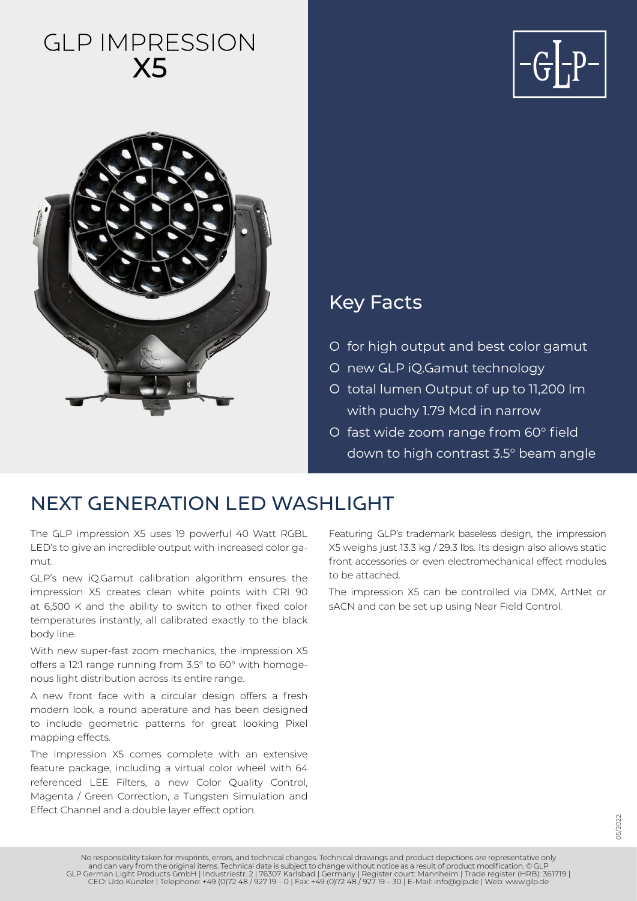# GLP IMPRESSION X5

## Key Facts

- for high output and best color gamut
- new GLP iQ.Gamut technology
- total lumen Output of up to 11,200 lm with puchy 1.79 Mcd in narrow
- fast wide zoom range from 60° field down to high contrast 3.5° beam angle

## NEXT GENERATION LED WASHLIGHT

The GLP impression X5 uses 19 powerful 40 Watt RGBL LED's to give an incredible output with increased color gamut.

GLP's new iQ.Gamut calibration algorithm ensures the impression X5 creates clean white points with CRI 90 at 6,500 K and the ability to switch to other fixed color temperatures instantly, all calibrated exactly to the black body line.

With new super-fast zoom mechanics, the impression X5 offers a 12:1 range running from 3.5° to 60° with homogenous light distribution across its entire range.

A new front face with a circular design offers a fresh modern look, a round aperature and has been designed to include geometric patterns for great looking Pixel mapping effects.

The impression X5 comes complete with an extensive feature package, including a virtual color wheel with 64 referenced LEE Filters, a new Color Quality Control, Magenta / Green Correction, a Tungsten Simulation and Effect Channel and a double layer effect option.

Featuring GLP's trademark baseless design, the impression X5 weighs just 13.3 kg / 29.3 lbs. Its design also allows static front accessories or even electromechanical effect modules to be attached.

The impression X5 can be controlled via DMX, ArtNet or sACN and can be set up using Near Field Control.

05/2022

No responsibility taken for misprints, errors, and technical changes. Technical drawings and product depictions are representative only and can vary from the original items. Technical data is subject to change without notice as a result of product modification. © GLP
GLP German Light Products GmbH | Industriestr. 2 | 76307 Karlsbad | Germany | Register court: Mannheim | Trade register (HRB): 361719 | CEO: Udo Künzler | Telephone: +49 (0)72 48 / 927 19 – 0 | Fax: +49 (0)72 48 / 927 19 – 30 | E-Mail: info@glp.de | Web: www.glp.de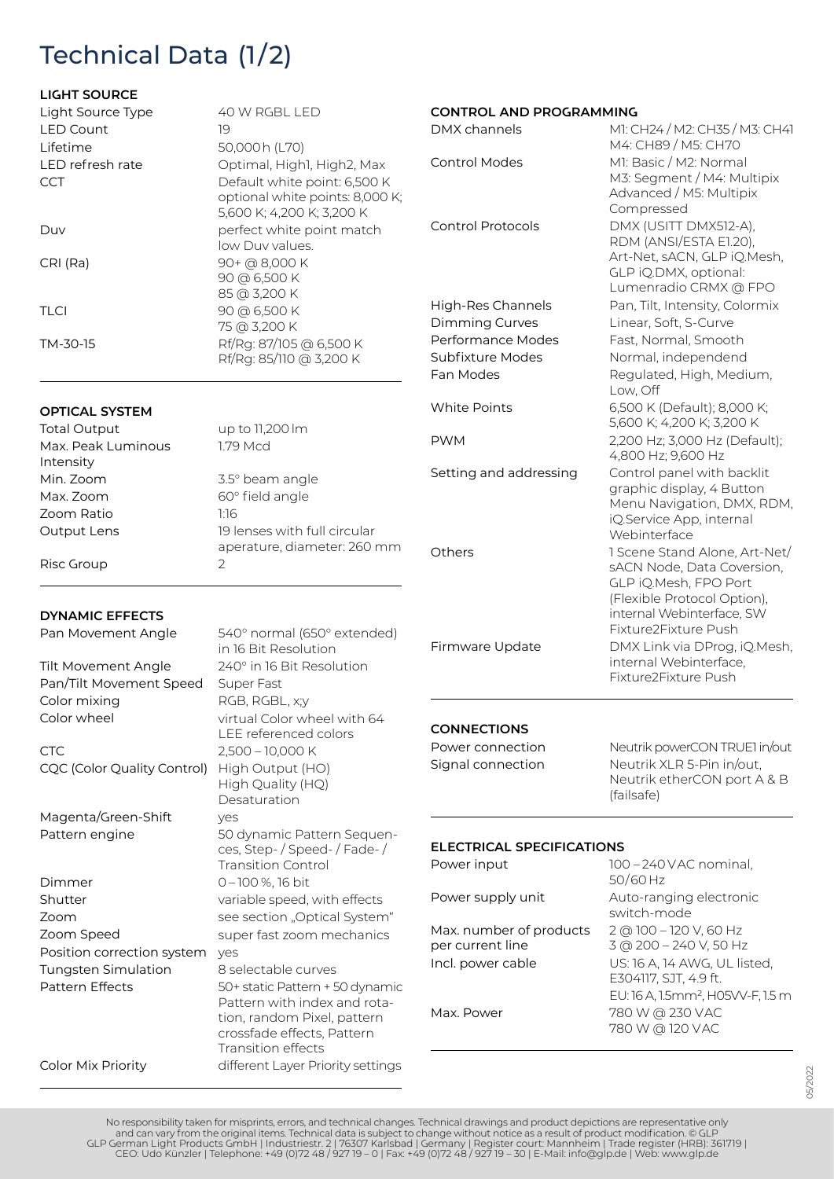# Technical Data (1/2)

### LIGHT SOURCE

| | |
|---|---|
| Light Source Type | 40 W RGBL LED |
| LED Count | 19 |
| Lifetime | 50,000 h (L70) |
| LED refresh rate | Optimal, High1, High2, Max |
| CCT | Default white point: 6,500 K optional white points: 8,000 K; 5,600 K; 4,200 K; 3,200 K |
| Duv | perfect white point match low Duv values. |
| CRI (Ra) | 90+ @ 8,000 K<br>90 @ 6,500 K<br>85 @ 3,200 K |
| TLCI | 90 @ 6,500 K<br>75 @ 3,200 K |
| TM-30-15 | Rf/Rg: 87/105 @ 6,500 K<br>Rf/Rg: 85/110 @ 3,200 K |

### OPTICAL SYSTEM

| | |
|---|---|
| Total Output | up to 11,200 lm |
| Max. Peak Luminous Intensity | 1.79 Mcd |
| Min. Zoom | 3.5° beam angle |
| Max. Zoom | 60° field angle |
| Zoom Ratio | 1:16 |
| Output Lens | 19 lenses with full circular aperature, diameter: 260 mm |
| Risc Group | 2 |

### DYNAMIC EFFECTS

| | |
|---|---|
| Pan Movement Angle | 540° normal (650° extended) in 16 Bit Resolution |
| Tilt Movement Angle | 240° in 16 Bit Resolution |
| Pan/Tilt Movement Speed | Super Fast |
| Color mixing | RGB, RGBL, x;y |
| Color wheel | virtual Color wheel with 64 LEE referenced colors |
| CTC | 2,500 – 10,000 K |
| CQC (Color Quality Control) | High Output (HO)<br>High Quality (HQ)<br>Desaturation |
| Magenta/Green-Shift | yes |
| Pattern engine | 50 dynamic Pattern Sequences, Step- / Speed- / Fade- / Transition Control |
| Dimmer | 0 – 100 %, 16 bit |
| Shutter | variable speed, with effects |
| Zoom | see section „Optical System" |
| Zoom Speed | super fast zoom mechanics |
| Position correction system | yes |
| Tungsten Simulation | 8 selectable curves |
| Pattern Effects | 50+ static Pattern + 50 dynamic Pattern with index and rotation, random Pixel, pattern crossfade effects, Pattern Transition effects |
| Color Mix Priority | different Layer Priority settings |

### CONTROL AND PROGRAMMING

| | |
|---|---|
| DMX channels | M1: CH24 / M2: CH35 / M3: CH41<br>M4: CH89 / M5: CH70 |
| Control Modes | M1: Basic / M2: Normal<br>M3: Segment / M4: Multipix Advanced / M5: Multipix Compressed |
| Control Protocols | DMX (USITT DMX512-A), RDM (ANSI/ESTA E1.20), Art-Net, sACN, GLP iQ.Mesh, GLP iQ.DMX, optional: Lumenradio CRMX @ FPO |
| High-Res Channels | Pan, Tilt, Intensity, Colormix |
| Dimming Curves | Linear, Soft, S-Curve |
| Performance Modes | Fast, Normal, Smooth |
| Subfixture Modes | Normal, independend |
| Fan Modes | Regulated, High, Medium, Low, Off |
| White Points | 6,500 K (Default); 8,000 K; 5,600 K; 4,200 K; 3,200 K |
| PWM | 2,200 Hz; 3,000 Hz (Default); 4,800 Hz; 9,600 Hz |
| Setting and addressing | Control panel with backlit graphic display, 4 Button Menu Navigation, DMX, RDM, iQ.Service App, internal Webinterface |
| Others | 1 Scene Stand Alone, Art-Net/ sACN Node, Data Coversion, GLP iQ.Mesh, FPO Port (Flexible Protocol Option), internal Webinterface, SW Fixture2Fixture Push |
| Firmware Update | DMX Link via DProg, iQ.Mesh, internal Webinterface, Fixture2Fixture Push |

### CONNECTIONS

| | |
|---|---|
| Power connection | Neutrik powerCON TRUE1 in/out |
| Signal connection | Neutrik XLR 5-Pin in/out, Neutrik etherCON port A & B (failsafe) |

### ELECTRICAL SPECIFICATIONS

| | |
|---|---|
| Power input | 100 – 240 VAC nominal, 50/60 Hz |
| Power supply unit | Auto-ranging electronic switch-mode |
| Max. number of products per current line | 2 @ 100 – 120 V, 60 Hz<br>3 @ 200 – 240 V, 50 Hz |
| Incl. power cable | US: 16 A, 14 AWG, UL listed, E304117, SJT, 4.9 ft.<br>EU: 16 A, 1.5mm², H05VV-F, 1.5 m |
| Max. Power | 780 W @ 230 VAC<br>780 W @ 120 VAC |

05/2022

No responsibility taken for misprints, errors, and technical changes. Technical drawings and product depictions are representative only and can vary from the original items. Technical data is subject to change without notice as a result of product modification. © GLP
GLP German Light Products GmbH | Industriestr. 2 | 76307 Karlsbad | Germany | Register court: Mannheim | Trade register (HRB): 361719 | CEO: Udo Künzler | Telephone: +49 (0)72 48 / 927 19 – 0 | Fax: +49 (0)72 48 / 927 19 – 30 | E-Mail: info@glp.de | Web: www.glp.de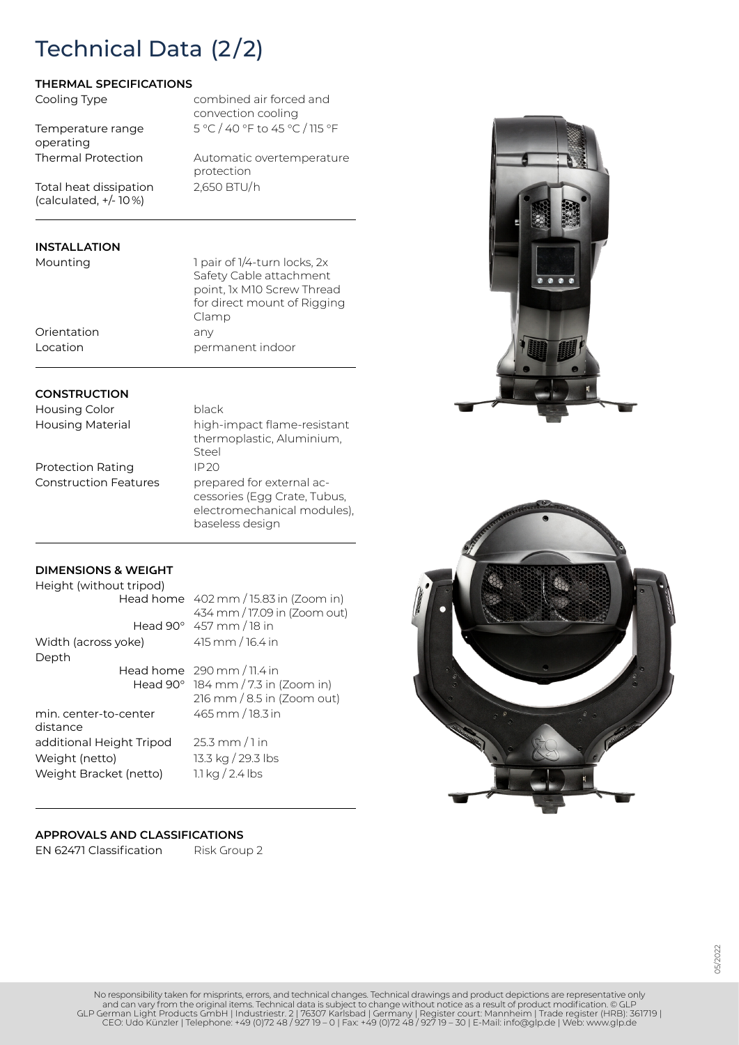# Technical Data (2/2)

### THERMAL SPECIFICATIONS

| | |
|---|---|
| Cooling Type | combined air forced and convection cooling |
| Temperature range operating | 5 °C / 40 °F to 45 °C / 115 °F |
| Thermal Protection | Automatic overtemperature protection |
| Total heat dissipation (calculated, +/- 10 %) | 2,650 BTU/h |

### INSTALLATION

| | |
|---|---|
| Mounting | 1 pair of 1/4-turn locks, 2x Safety Cable attachment point, 1x M10 Screw Thread for direct mount of Rigging Clamp |
| Orientation | any |
| Location | permanent indoor |

### CONSTRUCTION

| | |
|---|---|
| Housing Color | black |
| Housing Material | high-impact flame-resistant thermoplastic, Aluminium, Steel |
| Protection Rating | IP20 |
| Construction Features | prepared for external accessories (Egg Crate, Tubus, electromechanical modules), baseless design |

### DIMENSIONS & WEIGHT

| | | |
|---|---|---|
| Height (without tripod) | | |
| | Head home | 402 mm / 15.83 in (Zoom in)<br>434 mm / 17.09 in (Zoom out) |
| | Head 90° | 457 mm / 18 in |
| Width (across yoke) | | 415 mm / 16.4 in |
| Depth | | |
| | Head home | 290 mm / 11.4 in |
| | Head 90° | 184 mm / 7.3 in (Zoom in)<br>216 mm / 8.5 in (Zoom out) |
| min. center-to-center distance | | 465 mm / 18.3 in |
| additional Height Tripod | | 25.3 mm / 1 in |
| Weight (netto) | | 13.3 kg / 29.3 lbs |
| Weight Bracket (netto) | | 1.1 kg / 2.4 lbs |

### APPROVALS AND CLASSIFICATIONS

| | |
|---|---|
| EN 62471 Classification | Risk Group 2 |

05/2022

No responsibility taken for misprints, errors, and technical changes. Technical drawings and product depictions are representative only and can vary from the original items. Technical data is subject to change without notice as a result of product modification. © GLP
GLP German Light Products GmbH | Industriestr. 2 | 76307 Karlsbad | Germany | Register court: Mannheim | Trade register (HRB): 361719 | CEO: Udo Künzler | Telephone: +49 (0)72 48 / 927 19 – 0 | Fax: +49 (0)72 48 / 927 19 – 30 | E-Mail: info@glp.de | Web: www.glp.de